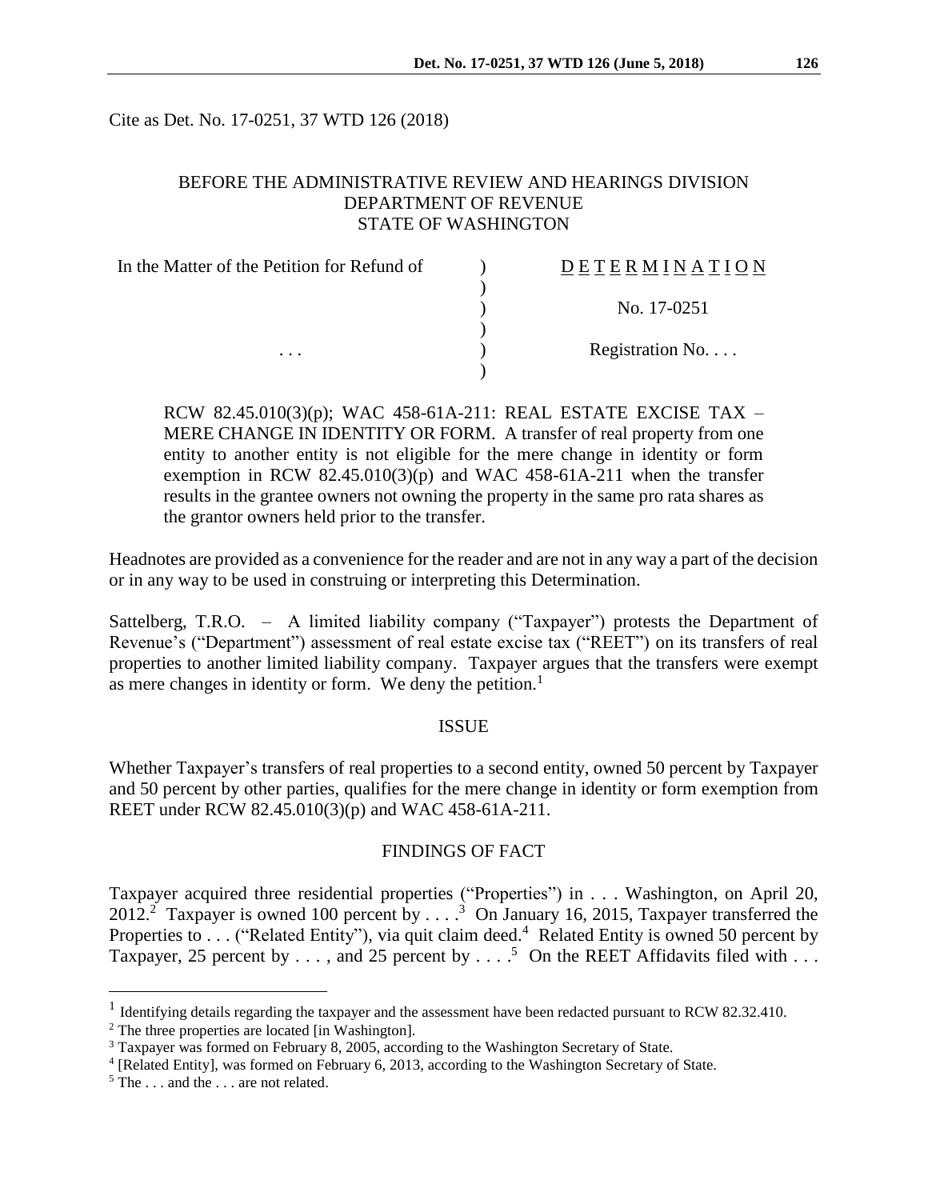Cite as Det. No. 17-0251, 37 WTD 126 (2018)

BEFORE THE ADMINISTRATIVE REVIEW AND HEARINGS DIVISION
DEPARTMENT OF REVENUE
STATE OF WASHINGTON

| In the Matter of the Petition for Refund of | ) | DETERMINATION |
|---|---|---|
| | ) | |
| | ) | No. 17-0251 |
| | ) | |
| . . . | ) | Registration No. . . . |
| | ) | |

RCW 82.45.010(3)(p); WAC 458-61A-211: REAL ESTATE EXCISE TAX – MERE CHANGE IN IDENTITY OR FORM. A transfer of real property from one entity to another entity is not eligible for the mere change in identity or form exemption in RCW 82.45.010(3)(p) and WAC 458-61A-211 when the transfer results in the grantee owners not owning the property in the same pro rata shares as the grantor owners held prior to the transfer.

Headnotes are provided as a convenience for the reader and are not in any way a part of the decision or in any way to be used in construing or interpreting this Determination.

Sattelberg, T.R.O. – A limited liability company ("Taxpayer") protests the Department of Revenue's ("Department") assessment of real estate excise tax ("REET") on its transfers of real properties to another limited liability company. Taxpayer argues that the transfers were exempt as mere changes in identity or form. We deny the petition.[1]

## ISSUE

Whether Taxpayer's transfers of real properties to a second entity, owned 50 percent by Taxpayer and 50 percent by other parties, qualifies for the mere change in identity or form exemption from REET under RCW 82.45.010(3)(p) and WAC 458-61A-211.

## FINDINGS OF FACT

Taxpayer acquired three residential properties ("Properties") in . . . Washington, on April 20, 2012.[2] Taxpayer is owned 100 percent by . . . .[3] On January 16, 2015, Taxpayer transferred the Properties to . . . ("Related Entity"), via quit claim deed.[4] Related Entity is owned 50 percent by Taxpayer, 25 percent by . . . , and 25 percent by . . . .[5] On the REET Affidavits filed with . . .

---

[1] Identifying details regarding the taxpayer and the assessment have been redacted pursuant to RCW 82.32.410.

[2] The three properties are located [in Washington].

[3] Taxpayer was formed on February 8, 2005, according to the Washington Secretary of State.

[4] [Related Entity], was formed on February 6, 2013, according to the Washington Secretary of State.

[5] The . . . and the . . . are not related.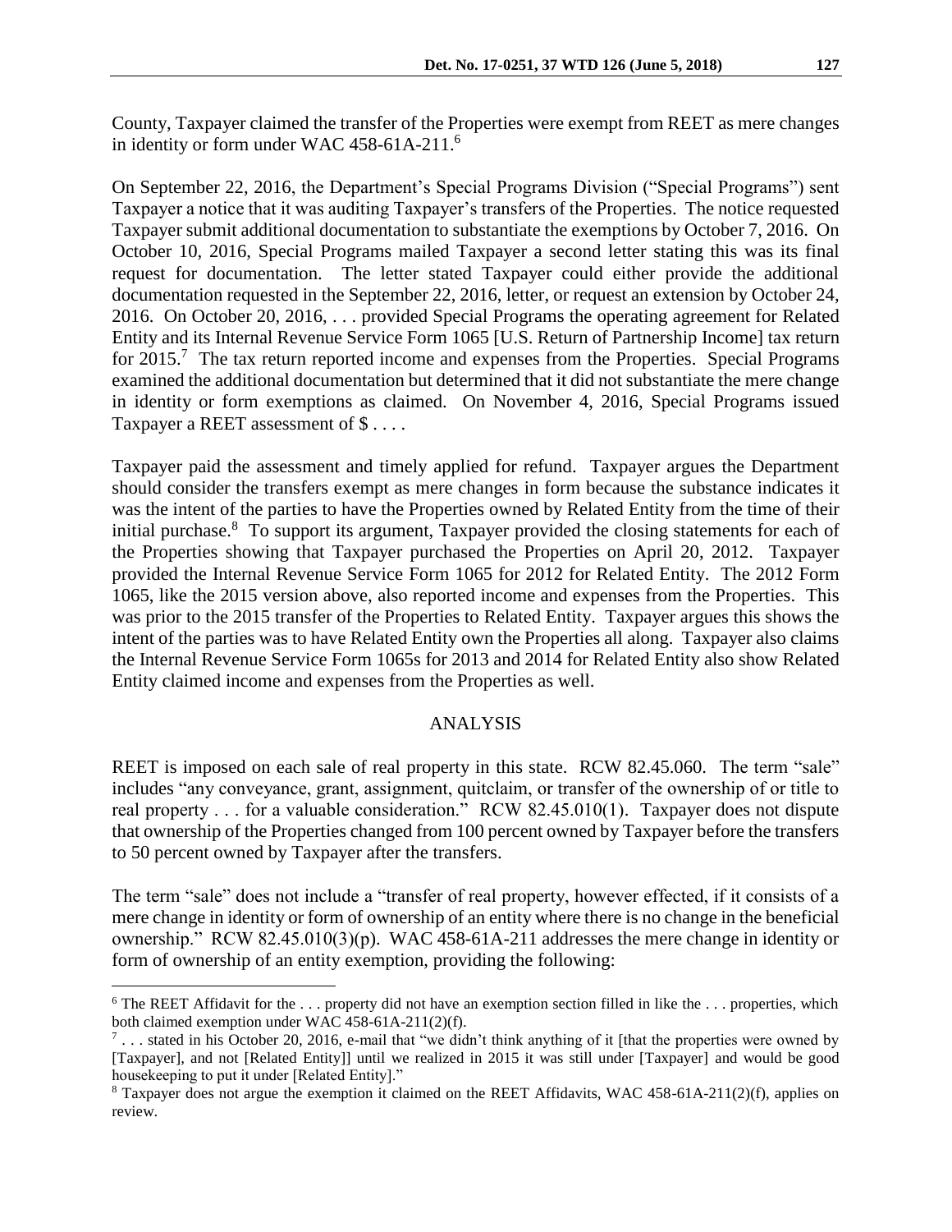County, Taxpayer claimed the transfer of the Properties were exempt from REET as mere changes in identity or form under WAC 458-61A-211.[6]

On September 22, 2016, the Department's Special Programs Division ("Special Programs") sent Taxpayer a notice that it was auditing Taxpayer's transfers of the Properties. The notice requested Taxpayer submit additional documentation to substantiate the exemptions by October 7, 2016. On October 10, 2016, Special Programs mailed Taxpayer a second letter stating this was its final request for documentation. The letter stated Taxpayer could either provide the additional documentation requested in the September 22, 2016, letter, or request an extension by October 24, 2016. On October 20, 2016, . . . provided Special Programs the operating agreement for Related Entity and its Internal Revenue Service Form 1065 [U.S. Return of Partnership Income] tax return for 2015.[7] The tax return reported income and expenses from the Properties. Special Programs examined the additional documentation but determined that it did not substantiate the mere change in identity or form exemptions as claimed. On November 4, 2016, Special Programs issued Taxpayer a REET assessment of $ . . . .

Taxpayer paid the assessment and timely applied for refund. Taxpayer argues the Department should consider the transfers exempt as mere changes in form because the substance indicates it was the intent of the parties to have the Properties owned by Related Entity from the time of their initial purchase.[8] To support its argument, Taxpayer provided the closing statements for each of the Properties showing that Taxpayer purchased the Properties on April 20, 2012. Taxpayer provided the Internal Revenue Service Form 1065 for 2012 for Related Entity. The 2012 Form 1065, like the 2015 version above, also reported income and expenses from the Properties. This was prior to the 2015 transfer of the Properties to Related Entity. Taxpayer argues this shows the intent of the parties was to have Related Entity own the Properties all along. Taxpayer also claims the Internal Revenue Service Form 1065s for 2013 and 2014 for Related Entity also show Related Entity claimed income and expenses from the Properties as well.

## ANALYSIS

REET is imposed on each sale of real property in this state. RCW 82.45.060. The term "sale" includes "any conveyance, grant, assignment, quitclaim, or transfer of the ownership of or title to real property . . . for a valuable consideration." RCW 82.45.010(1). Taxpayer does not dispute that ownership of the Properties changed from 100 percent owned by Taxpayer before the transfers to 50 percent owned by Taxpayer after the transfers.

The term "sale" does not include a "transfer of real property, however effected, if it consists of a mere change in identity or form of ownership of an entity where there is no change in the beneficial ownership." RCW 82.45.010(3)(p). WAC 458-61A-211 addresses the mere change in identity or form of ownership of an entity exemption, providing the following:

---

[6] The REET Affidavit for the . . . property did not have an exemption section filled in like the . . . properties, which both claimed exemption under WAC 458-61A-211(2)(f).

[7] . . . stated in his October 20, 2016, e-mail that "we didn't think anything of it [that the properties were owned by [Taxpayer], and not [Related Entity]] until we realized in 2015 it was still under [Taxpayer] and would be good housekeeping to put it under [Related Entity]."

[8] Taxpayer does not argue the exemption it claimed on the REET Affidavits, WAC 458-61A-211(2)(f), applies on review.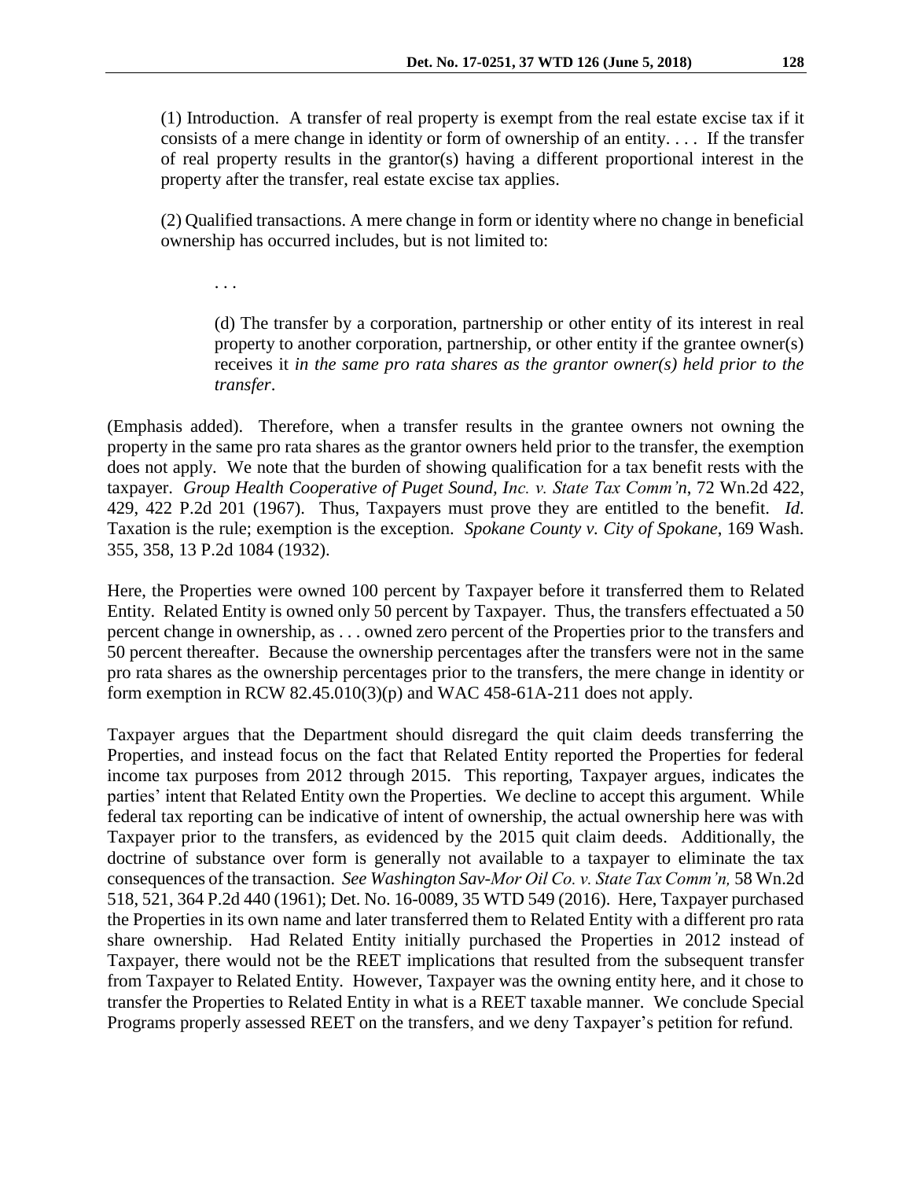(1) Introduction. A transfer of real property is exempt from the real estate excise tax if it consists of a mere change in identity or form of ownership of an entity. . . . If the transfer of real property results in the grantor(s) having a different proportional interest in the property after the transfer, real estate excise tax applies.

(2) Qualified transactions. A mere change in form or identity where no change in beneficial ownership has occurred includes, but is not limited to:

> . . .
>
> (d) The transfer by a corporation, partnership or other entity of its interest in real property to another corporation, partnership, or other entity if the grantee owner(s) receives it *in the same pro rata shares as the grantor owner(s) held prior to the transfer*.

(Emphasis added). Therefore, when a transfer results in the grantee owners not owning the property in the same pro rata shares as the grantor owners held prior to the transfer, the exemption does not apply. We note that the burden of showing qualification for a tax benefit rests with the taxpayer. *Group Health Cooperative of Puget Sound, Inc. v. State Tax Comm'n*, 72 Wn.2d 422, 429, 422 P.2d 201 (1967). Thus, Taxpayers must prove they are entitled to the benefit. *Id.* Taxation is the rule; exemption is the exception. *Spokane County v. City of Spokane*, 169 Wash. 355, 358, 13 P.2d 1084 (1932).

Here, the Properties were owned 100 percent by Taxpayer before it transferred them to Related Entity. Related Entity is owned only 50 percent by Taxpayer. Thus, the transfers effectuated a 50 percent change in ownership, as . . . owned zero percent of the Properties prior to the transfers and 50 percent thereafter. Because the ownership percentages after the transfers were not in the same pro rata shares as the ownership percentages prior to the transfers, the mere change in identity or form exemption in RCW 82.45.010(3)(p) and WAC 458-61A-211 does not apply.

Taxpayer argues that the Department should disregard the quit claim deeds transferring the Properties, and instead focus on the fact that Related Entity reported the Properties for federal income tax purposes from 2012 through 2015. This reporting, Taxpayer argues, indicates the parties' intent that Related Entity own the Properties. We decline to accept this argument. While federal tax reporting can be indicative of intent of ownership, the actual ownership here was with Taxpayer prior to the transfers, as evidenced by the 2015 quit claim deeds. Additionally, the doctrine of substance over form is generally not available to a taxpayer to eliminate the tax consequences of the transaction. *See Washington Sav-Mor Oil Co. v. State Tax Comm'n,* 58 Wn.2d 518, 521, 364 P.2d 440 (1961); Det. No. 16-0089, 35 WTD 549 (2016). Here, Taxpayer purchased the Properties in its own name and later transferred them to Related Entity with a different pro rata share ownership. Had Related Entity initially purchased the Properties in 2012 instead of Taxpayer, there would not be the REET implications that resulted from the subsequent transfer from Taxpayer to Related Entity. However, Taxpayer was the owning entity here, and it chose to transfer the Properties to Related Entity in what is a REET taxable manner. We conclude Special Programs properly assessed REET on the transfers, and we deny Taxpayer's petition for refund.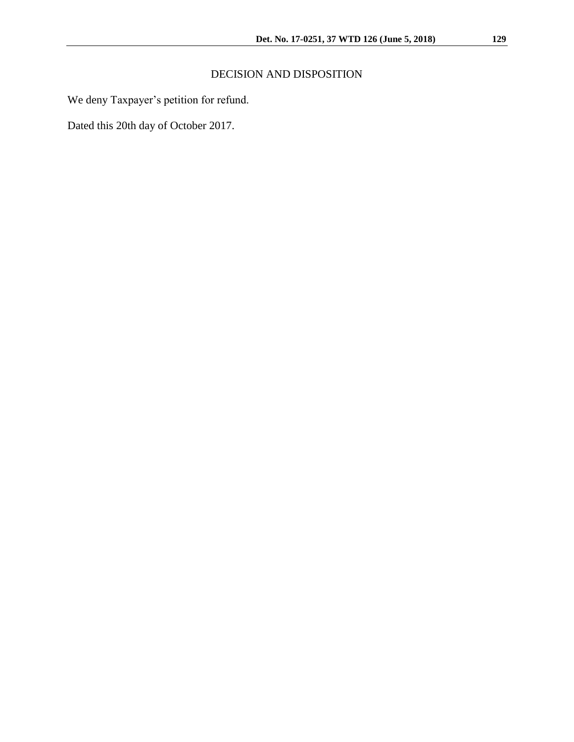## DECISION AND DISPOSITION

We deny Taxpayer's petition for refund.

Dated this 20th day of October 2017.